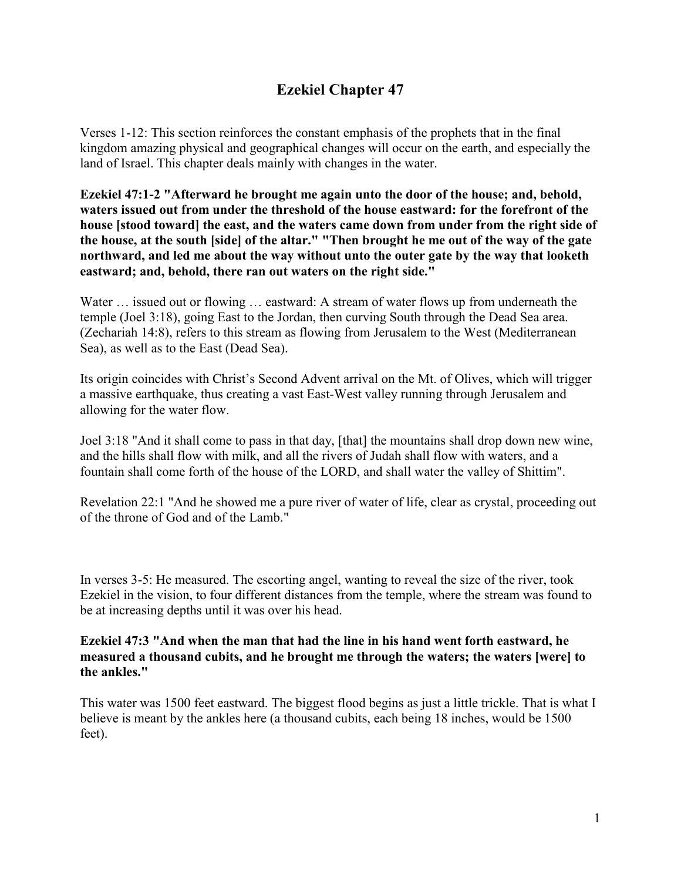# Ezekiel Chapter 47

Verses 1-12: This section reinforces the constant emphasis of the prophets that in the final kingdom amazing physical and geographical changes will occur on the earth, and especially the land of Israel. This chapter deals mainly with changes in the water.

**Ezekiel 47:1-2 "Afterward he brought me again unto the door of the house; and, behold, waters issued out from under the threshold of the house eastward: for the forefront of the house [stood toward] the east, and the waters came down from under from the right side of the house, at the south [side] of the altar." "Then brought he me out of the way of the gate northward, and led me about the way without unto the outer gate by the way that looketh eastward; and, behold, there ran out waters on the right side."**

Water … issued out or flowing … eastward: A stream of water flows up from underneath the temple (Joel 3:18), going East to the Jordan, then curving South through the Dead Sea area. (Zechariah 14:8), refers to this stream as flowing from Jerusalem to the West (Mediterranean Sea), as well as to the East (Dead Sea).

Its origin coincides with Christ's Second Advent arrival on the Mt. of Olives, which will trigger a massive earthquake, thus creating a vast East-West valley running through Jerusalem and allowing for the water flow.

Joel 3:18 "And it shall come to pass in that day, [that] the mountains shall drop down new wine, and the hills shall flow with milk, and all the rivers of Judah shall flow with waters, and a fountain shall come forth of the house of the LORD, and shall water the valley of Shittim".

Revelation 22:1 "And he showed me a pure river of water of life, clear as crystal, proceeding out of the throne of God and of the Lamb."

In verses 3-5: He measured. The escorting angel, wanting to reveal the size of the river, took Ezekiel in the vision, to four different distances from the temple, where the stream was found to be at increasing depths until it was over his head.

**Ezekiel 47:3 "And when the man that had the line in his hand went forth eastward, he measured a thousand cubits, and he brought me through the waters; the waters [were] to the ankles."**

This water was 1500 feet eastward. The biggest flood begins as just a little trickle. That is what I believe is meant by the ankles here (a thousand cubits, each being 18 inches, would be 1500 feet).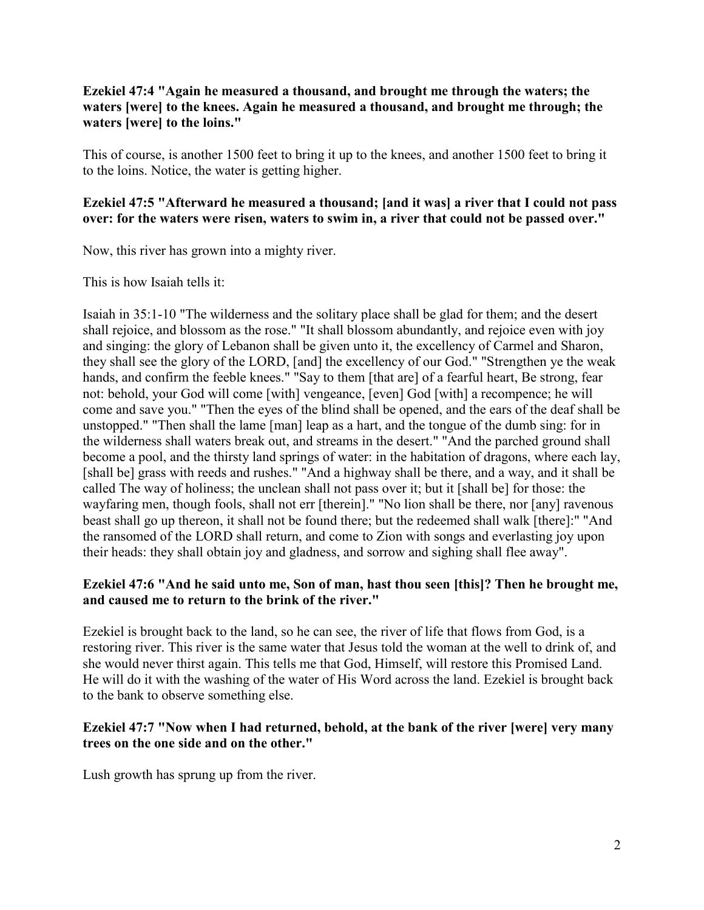**Ezekiel 47:4 "Again he measured a thousand, and brought me through the waters; the waters [were] to the knees. Again he measured a thousand, and brought me through; the waters [were] to the loins."**

This of course, is another 1500 feet to bring it up to the knees, and another 1500 feet to bring it to the loins. Notice, the water is getting higher.

**Ezekiel 47:5 "Afterward he measured a thousand; [and it was] a river that I could not pass over: for the waters were risen, waters to swim in, a river that could not be passed over."**

Now, this river has grown into a mighty river.

This is how Isaiah tells it:

Isaiah in 35:1-10 "The wilderness and the solitary place shall be glad for them; and the desert shall rejoice, and blossom as the rose." "It shall blossom abundantly, and rejoice even with joy and singing: the glory of Lebanon shall be given unto it, the excellency of Carmel and Sharon, they shall see the glory of the LORD, [and] the excellency of our God." "Strengthen ye the weak hands, and confirm the feeble knees." "Say to them [that are] of a fearful heart, Be strong, fear not: behold, your God will come [with] vengeance, [even] God [with] a recompence; he will come and save you." "Then the eyes of the blind shall be opened, and the ears of the deaf shall be unstopped." "Then shall the lame [man] leap as a hart, and the tongue of the dumb sing: for in the wilderness shall waters break out, and streams in the desert." "And the parched ground shall become a pool, and the thirsty land springs of water: in the habitation of dragons, where each lay, [shall be] grass with reeds and rushes." "And a highway shall be there, and a way, and it shall be called The way of holiness; the unclean shall not pass over it; but it [shall be] for those: the wayfaring men, though fools, shall not err [therein]." "No lion shall be there, nor [any] ravenous beast shall go up thereon, it shall not be found there; but the redeemed shall walk [there]:" "And the ransomed of the LORD shall return, and come to Zion with songs and everlasting joy upon their heads: they shall obtain joy and gladness, and sorrow and sighing shall flee away".

**Ezekiel 47:6 "And he said unto me, Son of man, hast thou seen [this]? Then he brought me, and caused me to return to the brink of the river."**

Ezekiel is brought back to the land, so he can see, the river of life that flows from God, is a restoring river. This river is the same water that Jesus told the woman at the well to drink of, and she would never thirst again. This tells me that God, Himself, will restore this Promised Land. He will do it with the washing of the water of His Word across the land. Ezekiel is brought back to the bank to observe something else.

**Ezekiel 47:7 "Now when I had returned, behold, at the bank of the river [were] very many trees on the one side and on the other."**

Lush growth has sprung up from the river.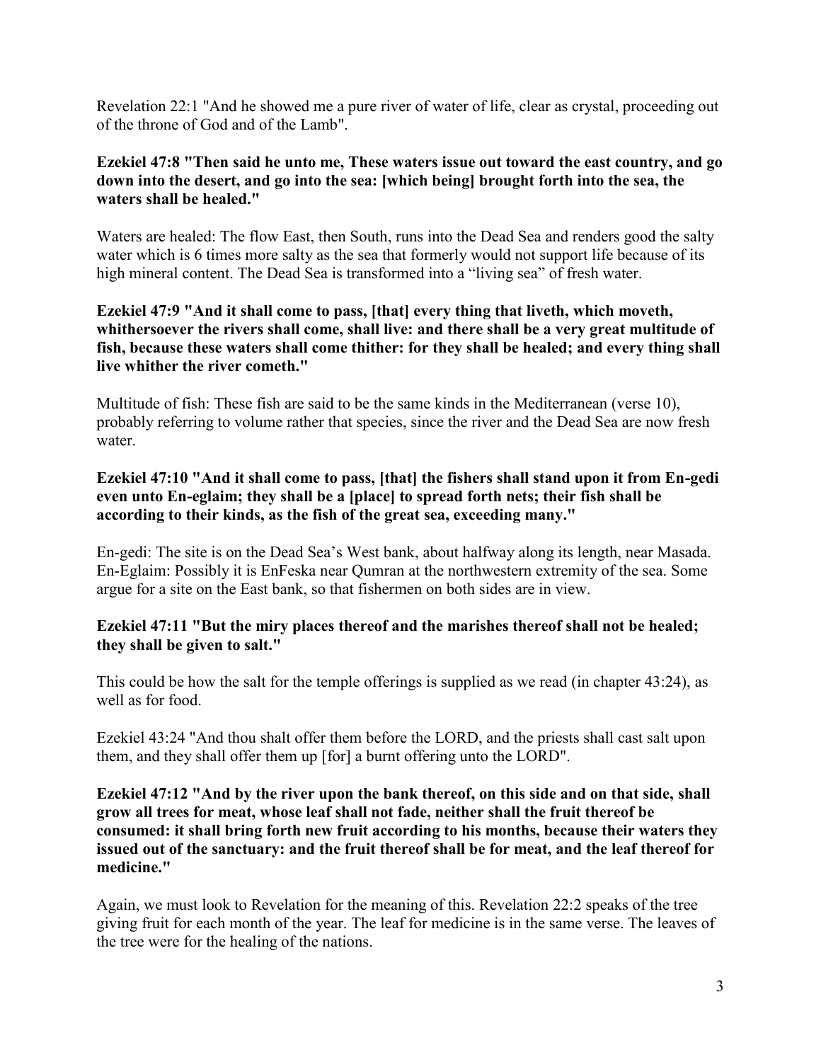Revelation 22:1 "And he showed me a pure river of water of life, clear as crystal, proceeding out of the throne of God and of the Lamb".

**Ezekiel 47:8 "Then said he unto me, These waters issue out toward the east country, and go down into the desert, and go into the sea: [which being] brought forth into the sea, the waters shall be healed."**

Waters are healed: The flow East, then South, runs into the Dead Sea and renders good the salty water which is 6 times more salty as the sea that formerly would not support life because of its high mineral content. The Dead Sea is transformed into a "living sea" of fresh water.

**Ezekiel 47:9 "And it shall come to pass, [that] every thing that liveth, which moveth, whithersoever the rivers shall come, shall live: and there shall be a very great multitude of fish, because these waters shall come thither: for they shall be healed; and every thing shall live whither the river cometh."**

Multitude of fish: These fish are said to be the same kinds in the Mediterranean (verse 10), probably referring to volume rather that species, since the river and the Dead Sea are now fresh water.

**Ezekiel 47:10 "And it shall come to pass, [that] the fishers shall stand upon it from En-gedi even unto En-eglaim; they shall be a [place] to spread forth nets; their fish shall be according to their kinds, as the fish of the great sea, exceeding many."**

En-gedi: The site is on the Dead Sea's West bank, about halfway along its length, near Masada. En-Eglaim: Possibly it is EnFeska near Qumran at the northwestern extremity of the sea. Some argue for a site on the East bank, so that fishermen on both sides are in view.

**Ezekiel 47:11 "But the miry places thereof and the marishes thereof shall not be healed; they shall be given to salt."**

This could be how the salt for the temple offerings is supplied as we read (in chapter 43:24), as well as for food.

Ezekiel 43:24 "And thou shalt offer them before the LORD, and the priests shall cast salt upon them, and they shall offer them up [for] a burnt offering unto the LORD".

**Ezekiel 47:12 "And by the river upon the bank thereof, on this side and on that side, shall grow all trees for meat, whose leaf shall not fade, neither shall the fruit thereof be consumed: it shall bring forth new fruit according to his months, because their waters they issued out of the sanctuary: and the fruit thereof shall be for meat, and the leaf thereof for medicine."**

Again, we must look to Revelation for the meaning of this. Revelation 22:2 speaks of the tree giving fruit for each month of the year. The leaf for medicine is in the same verse. The leaves of the tree were for the healing of the nations.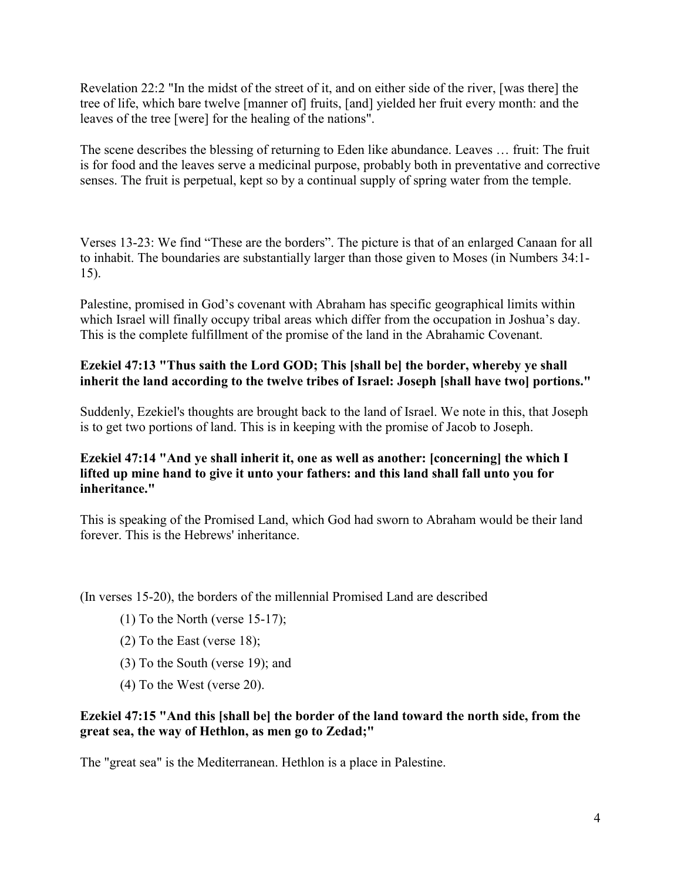Revelation 22:2 "In the midst of the street of it, and on either side of the river, [was there] the tree of life, which bare twelve [manner of] fruits, [and] yielded her fruit every month: and the leaves of the tree [were] for the healing of the nations".

The scene describes the blessing of returning to Eden like abundance. Leaves … fruit: The fruit is for food and the leaves serve a medicinal purpose, probably both in preventative and corrective senses. The fruit is perpetual, kept so by a continual supply of spring water from the temple.

Verses 13-23: We find "These are the borders". The picture is that of an enlarged Canaan for all to inhabit. The boundaries are substantially larger than those given to Moses (in Numbers 34:1-15).

Palestine, promised in God's covenant with Abraham has specific geographical limits within which Israel will finally occupy tribal areas which differ from the occupation in Joshua's day. This is the complete fulfillment of the promise of the land in the Abrahamic Covenant.

**Ezekiel 47:13 "Thus saith the Lord GOD; This [shall be] the border, whereby ye shall inherit the land according to the twelve tribes of Israel: Joseph [shall have two] portions."**

Suddenly, Ezekiel's thoughts are brought back to the land of Israel. We note in this, that Joseph is to get two portions of land. This is in keeping with the promise of Jacob to Joseph.

**Ezekiel 47:14 "And ye shall inherit it, one as well as another: [concerning] the which I lifted up mine hand to give it unto your fathers: and this land shall fall unto you for inheritance."**

This is speaking of the Promised Land, which God had sworn to Abraham would be their land forever. This is the Hebrews' inheritance.

(In verses 15-20), the borders of the millennial Promised Land are described

(1) To the North (verse 15-17);

(2) To the East (verse 18);

(3) To the South (verse 19); and

(4) To the West (verse 20).

**Ezekiel 47:15 "And this [shall be] the border of the land toward the north side, from the great sea, the way of Hethlon, as men go to Zedad;"**

The "great sea" is the Mediterranean. Hethlon is a place in Palestine.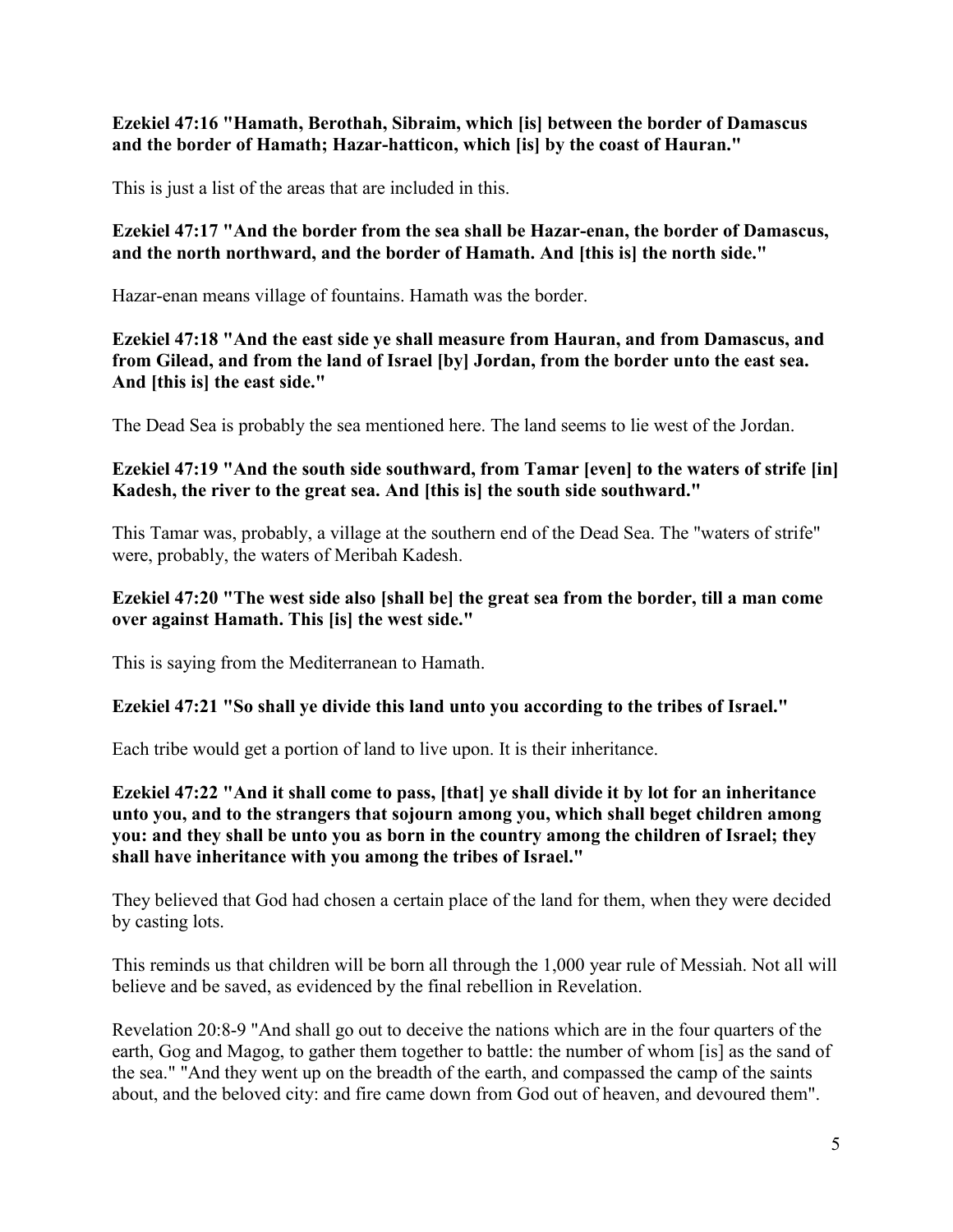**Ezekiel 47:16 "Hamath, Berothah, Sibraim, which [is] between the border of Damascus and the border of Hamath; Hazar-hatticon, which [is] by the coast of Hauran."**

This is just a list of the areas that are included in this.

**Ezekiel 47:17 "And the border from the sea shall be Hazar-enan, the border of Damascus, and the north northward, and the border of Hamath. And [this is] the north side."**

Hazar-enan means village of fountains. Hamath was the border.

**Ezekiel 47:18 "And the east side ye shall measure from Hauran, and from Damascus, and from Gilead, and from the land of Israel [by] Jordan, from the border unto the east sea. And [this is] the east side."**

The Dead Sea is probably the sea mentioned here. The land seems to lie west of the Jordan.

**Ezekiel 47:19 "And the south side southward, from Tamar [even] to the waters of strife [in] Kadesh, the river to the great sea. And [this is] the south side southward."**

This Tamar was, probably, a village at the southern end of the Dead Sea. The "waters of strife" were, probably, the waters of Meribah Kadesh.

**Ezekiel 47:20 "The west side also [shall be] the great sea from the border, till a man come over against Hamath. This [is] the west side."**

This is saying from the Mediterranean to Hamath.

**Ezekiel 47:21 "So shall ye divide this land unto you according to the tribes of Israel."**

Each tribe would get a portion of land to live upon. It is their inheritance.

**Ezekiel 47:22 "And it shall come to pass, [that] ye shall divide it by lot for an inheritance unto you, and to the strangers that sojourn among you, which shall beget children among you: and they shall be unto you as born in the country among the children of Israel; they shall have inheritance with you among the tribes of Israel."**

They believed that God had chosen a certain place of the land for them, when they were decided by casting lots.

This reminds us that children will be born all through the 1,000 year rule of Messiah. Not all will believe and be saved, as evidenced by the final rebellion in Revelation.

Revelation 20:8-9 "And shall go out to deceive the nations which are in the four quarters of the earth, Gog and Magog, to gather them together to battle: the number of whom [is] as the sand of the sea." "And they went up on the breadth of the earth, and compassed the camp of the saints about, and the beloved city: and fire came down from God out of heaven, and devoured them".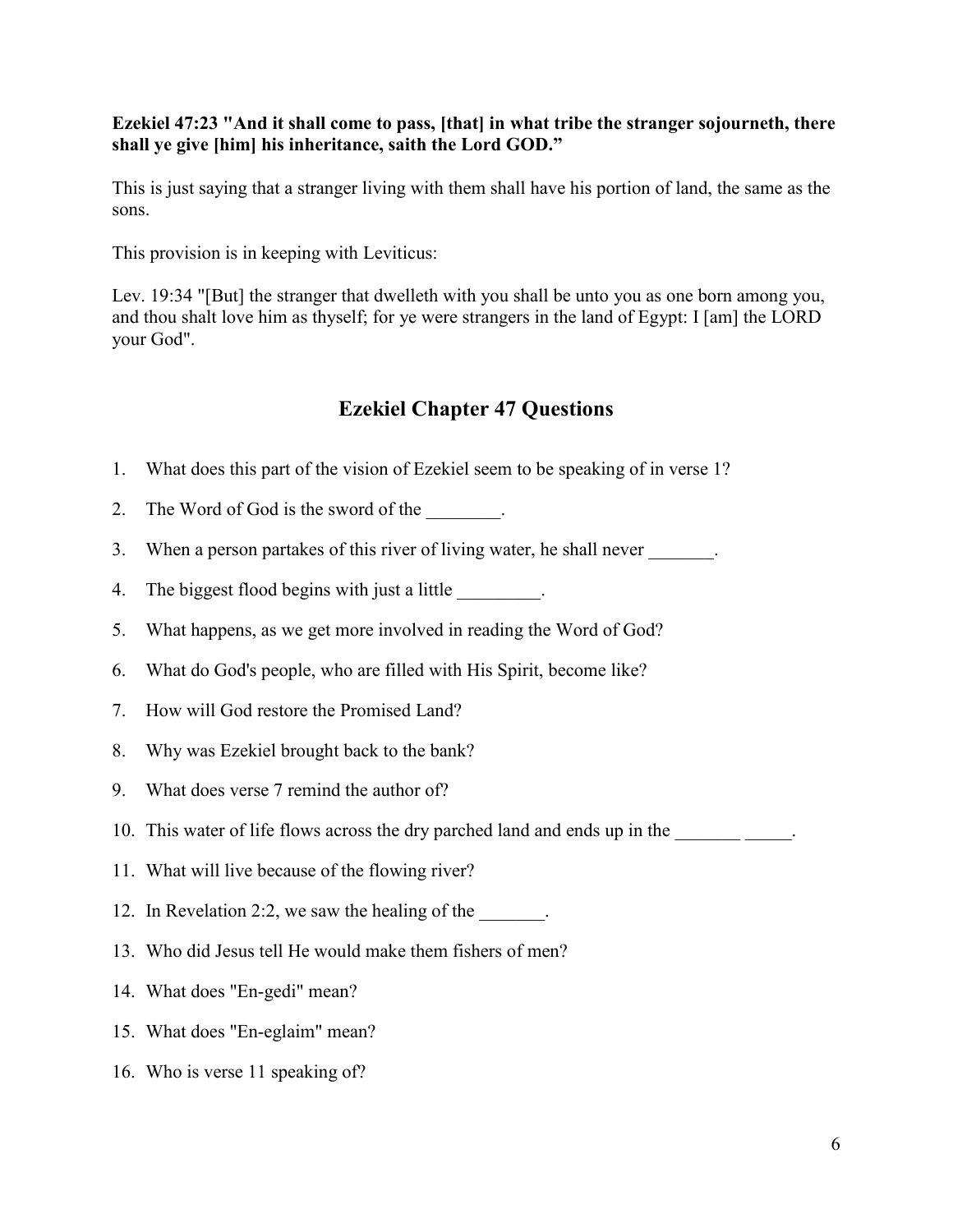**Ezekiel 47:23 "And it shall come to pass, [that] in what tribe the stranger sojourneth, there shall ye give [him] his inheritance, saith the Lord GOD."**

This is just saying that a stranger living with them shall have his portion of land, the same as the sons.

This provision is in keeping with Leviticus:

Lev. 19:34 "[But] the stranger that dwelleth with you shall be unto you as one born among you, and thou shalt love him as thyself; for ye were strangers in the land of Egypt: I [am] the LORD your God".

## Ezekiel Chapter 47 Questions

1. What does this part of the vision of Ezekiel seem to be speaking of in verse 1?
2. The Word of God is the sword of the ________.
3. When a person partakes of this river of living water, he shall never _______.
4. The biggest flood begins with just a little _________.
5. What happens, as we get more involved in reading the Word of God?
6. What do God's people, who are filled with His Spirit, become like?
7. How will God restore the Promised Land?
8. Why was Ezekiel brought back to the bank?
9. What does verse 7 remind the author of?
10. This water of life flows across the dry parched land and ends up in the _______ _____.
11. What will live because of the flowing river?
12. In Revelation 2:2, we saw the healing of the _______.
13. Who did Jesus tell He would make them fishers of men?
14. What does "En-gedi" mean?
15. What does "En-eglaim" mean?
16. Who is verse 11 speaking of?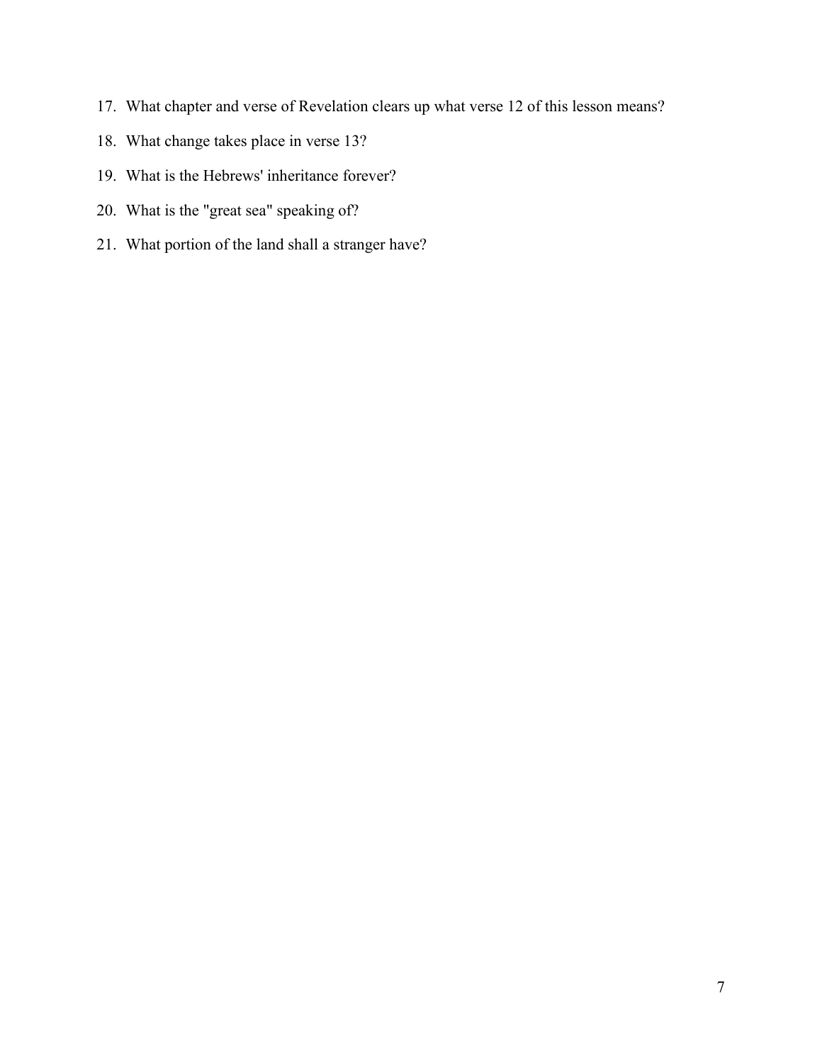17. What chapter and verse of Revelation clears up what verse 12 of this lesson means?
18. What change takes place in verse 13?
19. What is the Hebrews' inheritance forever?
20. What is the "great sea" speaking of?
21. What portion of the land shall a stranger have?